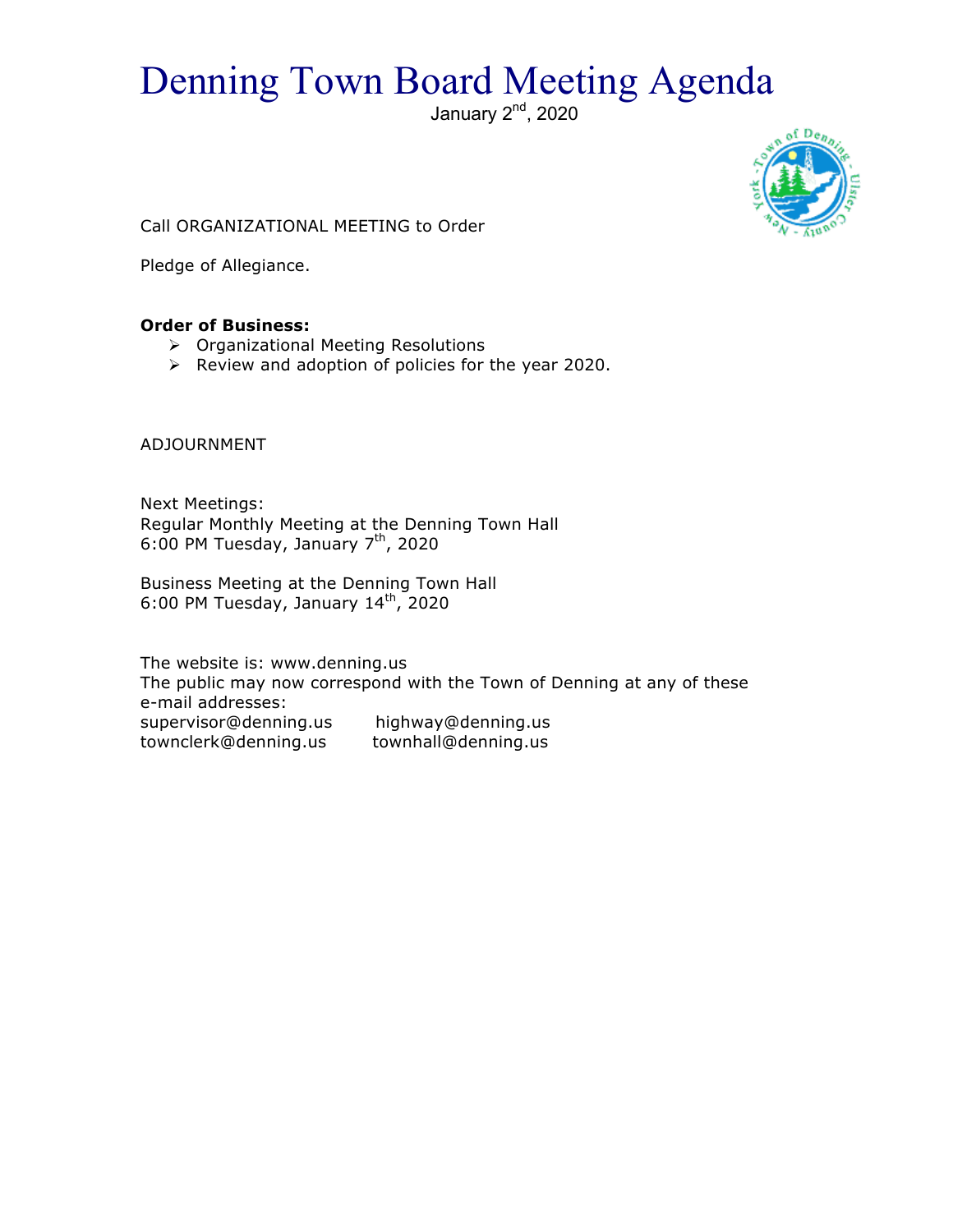# Denning Town Board Meeting Agenda

January 2nd, 2020

Call ORGANIZATIONAL MEETING to Order

Pledge of Allegiance.

**Order of Business:**

- Organizational Meeting Resolutions
- Review and adoption of policies for the year 2020.

ADJOURNMENT

Next Meetings:
Regular Monthly Meeting at the Denning Town Hall
6:00 PM Tuesday, January 7th, 2020

Business Meeting at the Denning Town Hall
6:00 PM Tuesday, January 14th, 2020

The website is: www.denning.us
The public may now correspond with the Town of Denning at any of these e-mail addresses:
supervisor@denning.us highway@denning.us
townclerk@denning.us townhall@denning.us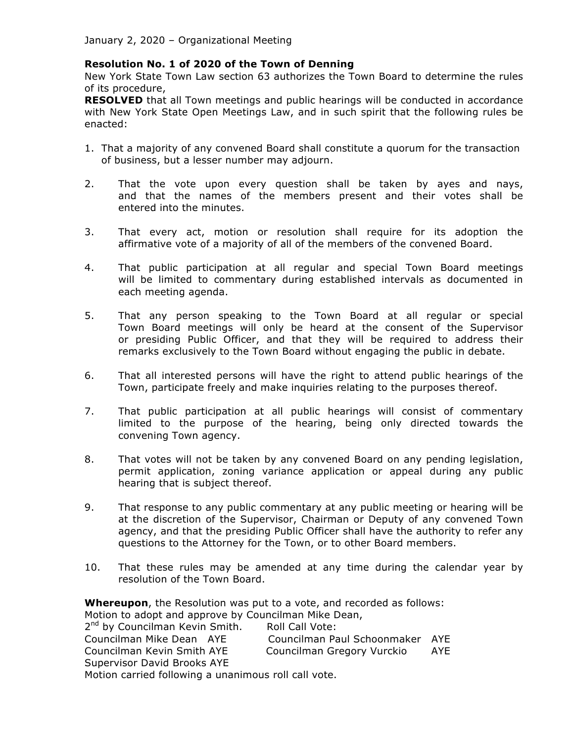January 2, 2020 – Organizational Meeting

**Resolution No. 1 of 2020 of the Town of Denning**

New York State Town Law section 63 authorizes the Town Board to determine the rules of its procedure,

**RESOLVED** that all Town meetings and public hearings will be conducted in accordance with New York State Open Meetings Law, and in such spirit that the following rules be enacted:

1. That a majority of any convened Board shall constitute a quorum for the transaction of business, but a lesser number may adjourn.
2. That the vote upon every question shall be taken by ayes and nays, and that the names of the members present and their votes shall be entered into the minutes.
3. That every act, motion or resolution shall require for its adoption the affirmative vote of a majority of all of the members of the convened Board.
4. That public participation at all regular and special Town Board meetings will be limited to commentary during established intervals as documented in each meeting agenda.
5. That any person speaking to the Town Board at all regular or special Town Board meetings will only be heard at the consent of the Supervisor or presiding Public Officer, and that they will be required to address their remarks exclusively to the Town Board without engaging the public in debate.
6. That all interested persons will have the right to attend public hearings of the Town, participate freely and make inquiries relating to the purposes thereof.
7. That public participation at all public hearings will consist of commentary limited to the purpose of the hearing, being only directed towards the convening Town agency.
8. That votes will not be taken by any convened Board on any pending legislation, permit application, zoning variance application or appeal during any public hearing that is subject thereof.
9. That response to any public commentary at any public meeting or hearing will be at the discretion of the Supervisor, Chairman or Deputy of any convened Town agency, and that the presiding Public Officer shall have the authority to refer any questions to the Attorney for the Town, or to other Board members.
10. That these rules may be amended at any time during the calendar year by resolution of the Town Board.

**Whereupon**, the Resolution was put to a vote, and recorded as follows:
Motion to adopt and approve by Councilman Mike Dean,
2nd by Councilman Kevin Smith. Roll Call Vote:
Councilman Mike Dean AYE Councilman Paul Schoonmaker AYE
Councilman Kevin Smith AYE Councilman Gregory Vurckio AYE
Supervisor David Brooks AYE
Motion carried following a unanimous roll call vote.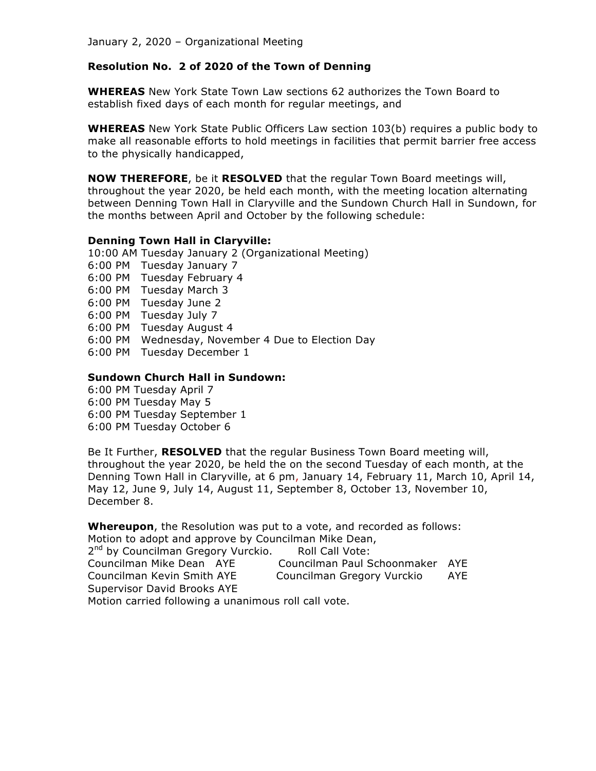January 2, 2020 – Organizational Meeting

**Resolution No. 2 of 2020 of the Town of Denning**

**WHEREAS** New York State Town Law sections 62 authorizes the Town Board to establish fixed days of each month for regular meetings, and

**WHEREAS** New York State Public Officers Law section 103(b) requires a public body to make all reasonable efforts to hold meetings in facilities that permit barrier free access to the physically handicapped,

**NOW THEREFORE**, be it **RESOLVED** that the regular Town Board meetings will, throughout the year 2020, be held each month, with the meeting location alternating between Denning Town Hall in Claryville and the Sundown Church Hall in Sundown, for the months between April and October by the following schedule:

**Denning Town Hall in Claryville:**
10:00 AM Tuesday January 2 (Organizational Meeting)
6:00 PM Tuesday January 7
6:00 PM Tuesday February 4
6:00 PM Tuesday March 3
6:00 PM Tuesday June 2
6:00 PM Tuesday July 7
6:00 PM Tuesday August 4
6:00 PM Wednesday, November 4 Due to Election Day
6:00 PM Tuesday December 1

**Sundown Church Hall in Sundown:**
6:00 PM Tuesday April 7
6:00 PM Tuesday May 5
6:00 PM Tuesday September 1
6:00 PM Tuesday October 6

Be It Further, **RESOLVED** that the regular Business Town Board meeting will, throughout the year 2020, be held the on the second Tuesday of each month, at the Denning Town Hall in Claryville, at 6 pm, January 14, February 11, March 10, April 14, May 12, June 9, July 14, August 11, September 8, October 13, November 10, December 8.

**Whereupon**, the Resolution was put to a vote, and recorded as follows:
Motion to adopt and approve by Councilman Mike Dean,
2nd by Councilman Gregory Vurckio. Roll Call Vote:
Councilman Mike Dean AYE Councilman Paul Schoonmaker AYE
Councilman Kevin Smith AYE Councilman Gregory Vurckio AYE
Supervisor David Brooks AYE
Motion carried following a unanimous roll call vote.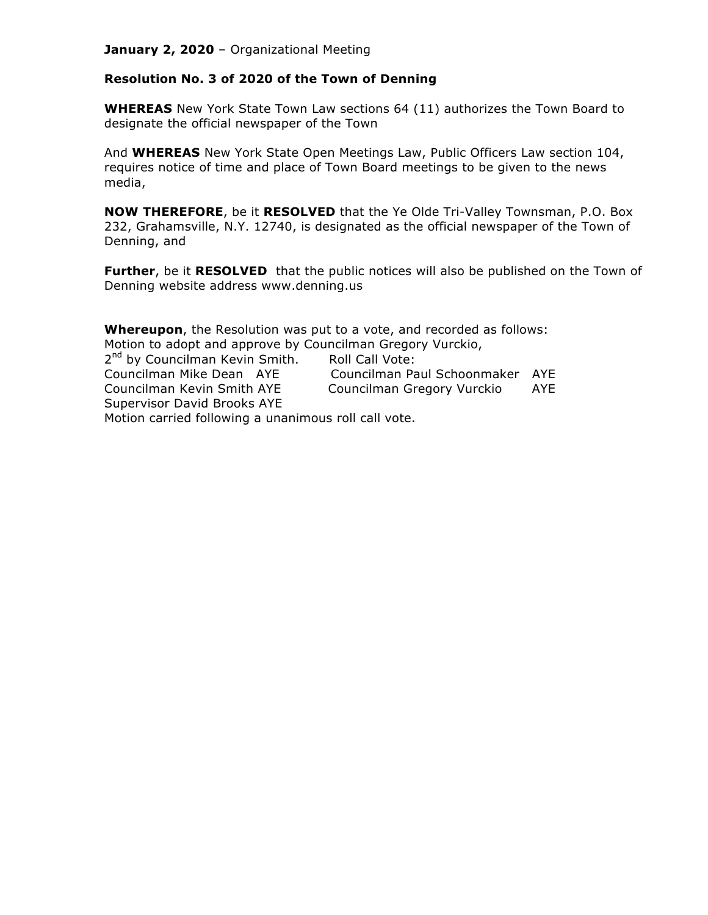**January 2, 2020** – Organizational Meeting

**Resolution No. 3 of 2020 of the Town of Denning**

**WHEREAS** New York State Town Law sections 64 (11) authorizes the Town Board to designate the official newspaper of the Town

And **WHEREAS** New York State Open Meetings Law, Public Officers Law section 104, requires notice of time and place of Town Board meetings to be given to the news media,

**NOW THEREFORE**, be it **RESOLVED** that the Ye Olde Tri-Valley Townsman, P.O. Box 232, Grahamsville, N.Y. 12740, is designated as the official newspaper of the Town of Denning, and

**Further**, be it **RESOLVED** that the public notices will also be published on the Town of Denning website address www.denning.us

**Whereupon**, the Resolution was put to a vote, and recorded as follows:
Motion to adopt and approve by Councilman Gregory Vurckio,
2nd by Councilman Kevin Smith. Roll Call Vote:

| | |
|---|---|
| Councilman Mike Dean AYE | Councilman Paul Schoonmaker AYE |
| Councilman Kevin Smith AYE | Councilman Gregory Vurckio AYE |
| Supervisor David Brooks AYE | |

Motion carried following a unanimous roll call vote.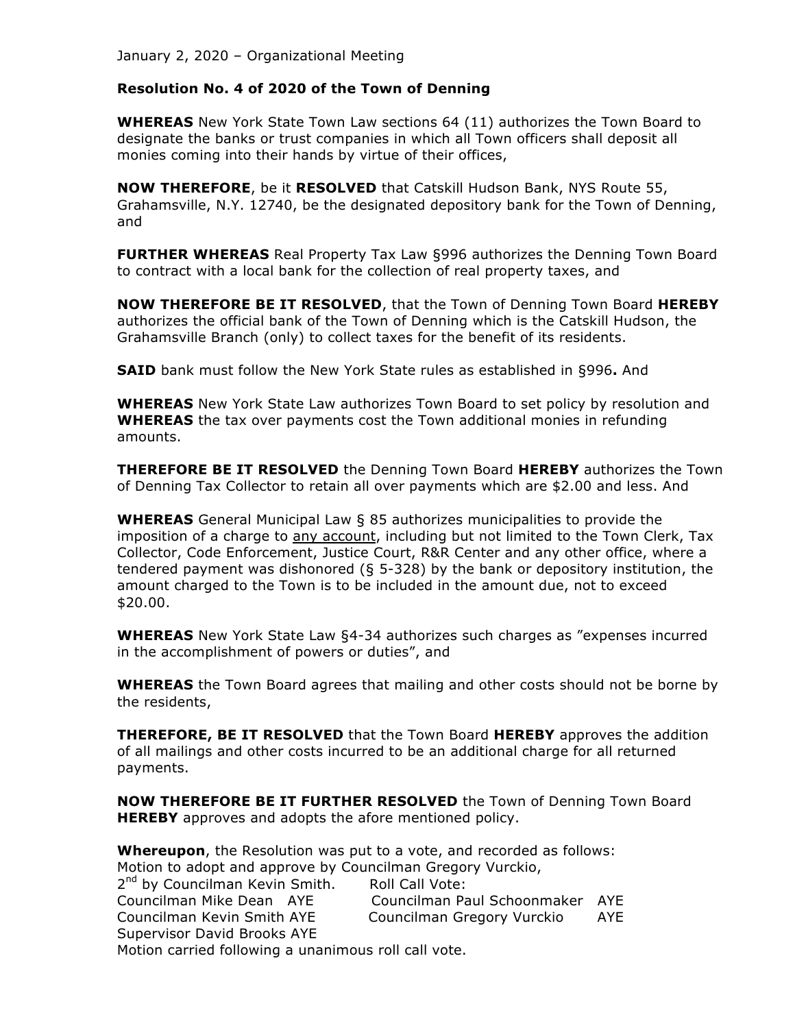January 2, 2020 – Organizational Meeting

**Resolution No. 4 of 2020 of the Town of Denning**

**WHEREAS** New York State Town Law sections 64 (11) authorizes the Town Board to designate the banks or trust companies in which all Town officers shall deposit all monies coming into their hands by virtue of their offices,

**NOW THEREFORE**, be it **RESOLVED** that Catskill Hudson Bank, NYS Route 55, Grahamsville, N.Y. 12740, be the designated depository bank for the Town of Denning, and

**FURTHER WHEREAS** Real Property Tax Law §996 authorizes the Denning Town Board to contract with a local bank for the collection of real property taxes, and

**NOW THEREFORE BE IT RESOLVED**, that the Town of Denning Town Board **HEREBY** authorizes the official bank of the Town of Denning which is the Catskill Hudson, the Grahamsville Branch (only) to collect taxes for the benefit of its residents.

**SAID** bank must follow the New York State rules as established in §996**.** And

**WHEREAS** New York State Law authorizes Town Board to set policy by resolution and **WHEREAS** the tax over payments cost the Town additional monies in refunding amounts.

**THEREFORE BE IT RESOLVED** the Denning Town Board **HEREBY** authorizes the Town of Denning Tax Collector to retain all over payments which are $2.00 and less. And

**WHEREAS** General Municipal Law § 85 authorizes municipalities to provide the imposition of a charge to <u>any account</u>, including but not limited to the Town Clerk, Tax Collector, Code Enforcement, Justice Court, R&R Center and any other office, where a tendered payment was dishonored (§ 5-328) by the bank or depository institution, the amount charged to the Town is to be included in the amount due, not to exceed $20.00.

**WHEREAS** New York State Law §4-34 authorizes such charges as "expenses incurred in the accomplishment of powers or duties", and

**WHEREAS** the Town Board agrees that mailing and other costs should not be borne by the residents,

**THEREFORE, BE IT RESOLVED** that the Town Board **HEREBY** approves the addition of all mailings and other costs incurred to be an additional charge for all returned payments.

**NOW THEREFORE BE IT FURTHER RESOLVED** the Town of Denning Town Board **HEREBY** approves and adopts the afore mentioned policy.

**Whereupon**, the Resolution was put to a vote, and recorded as follows:
Motion to adopt and approve by Councilman Gregory Vurckio,
2nd by Councilman Kevin Smith. Roll Call Vote:
Councilman Mike Dean AYE Councilman Paul Schoonmaker AYE
Councilman Kevin Smith AYE Councilman Gregory Vurckio AYE
Supervisor David Brooks AYE
Motion carried following a unanimous roll call vote.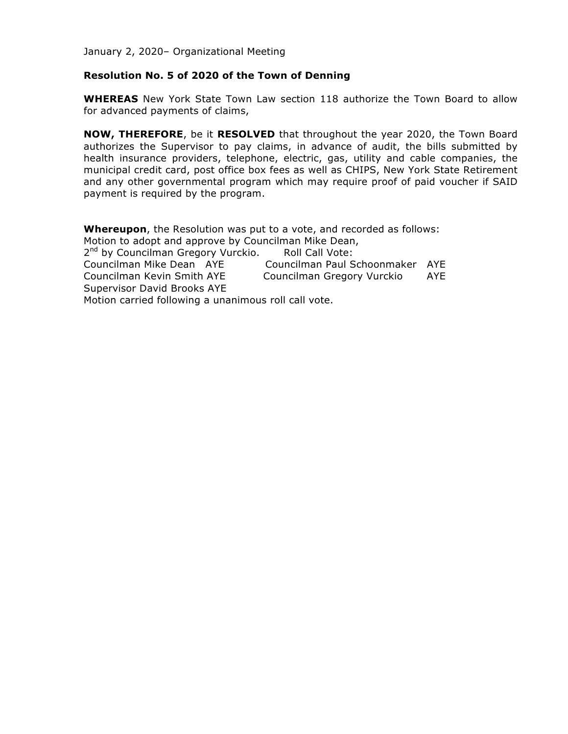January 2, 2020– Organizational Meeting

**Resolution No. 5 of 2020 of the Town of Denning**

**WHEREAS** New York State Town Law section 118 authorize the Town Board to allow for advanced payments of claims,

**NOW, THEREFORE**, be it **RESOLVED** that throughout the year 2020, the Town Board authorizes the Supervisor to pay claims, in advance of audit, the bills submitted by health insurance providers, telephone, electric, gas, utility and cable companies, the municipal credit card, post office box fees as well as CHIPS, New York State Retirement and any other governmental program which may require proof of paid voucher if SAID payment is required by the program.

**Whereupon**, the Resolution was put to a vote, and recorded as follows:
Motion to adopt and approve by Councilman Mike Dean,
2nd by Councilman Gregory Vurckio. Roll Call Vote:
Councilman Mike Dean AYE Councilman Paul Schoonmaker AYE
Councilman Kevin Smith AYE Councilman Gregory Vurckio AYE
Supervisor David Brooks AYE
Motion carried following a unanimous roll call vote.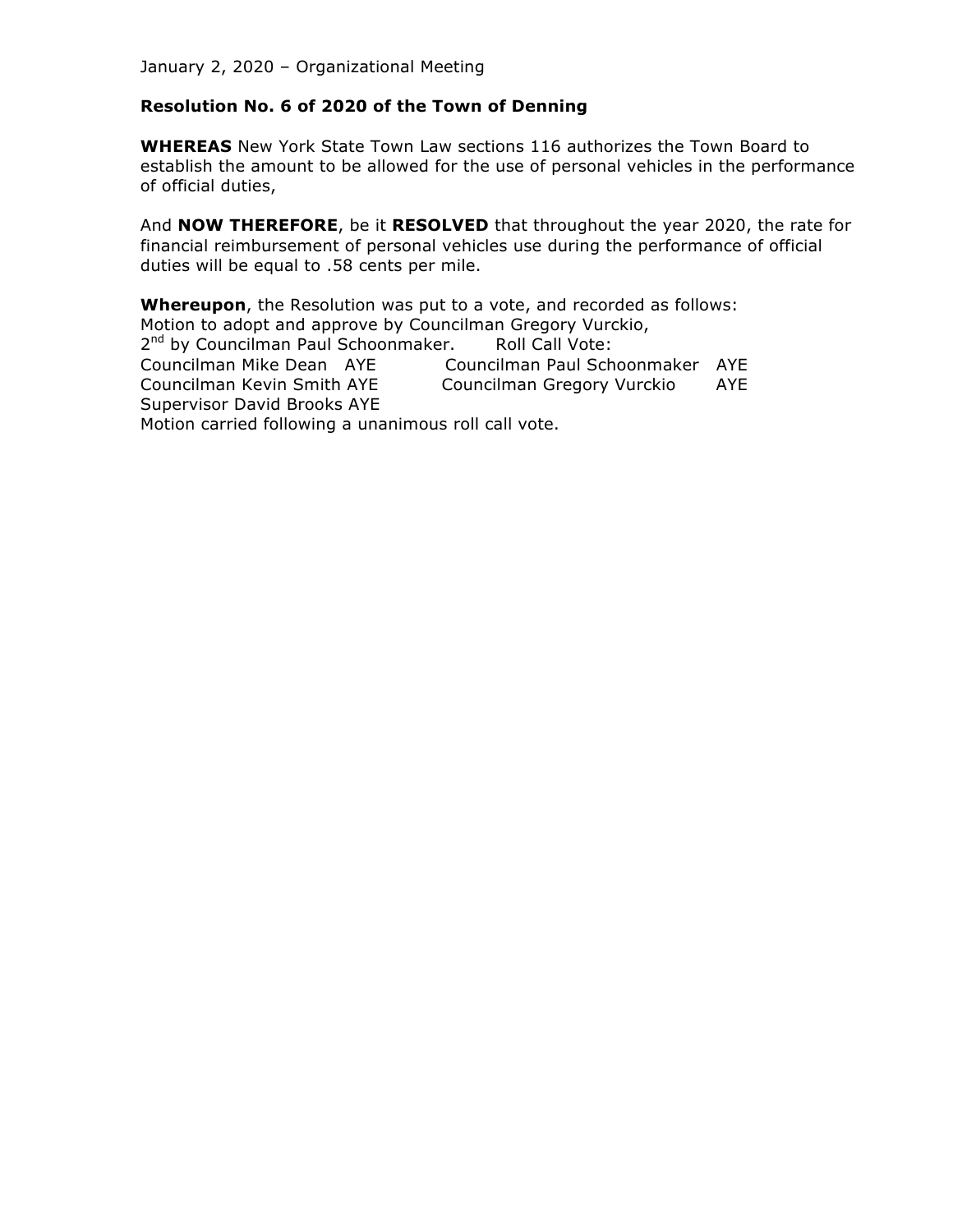January 2, 2020 – Organizational Meeting

**Resolution No. 6 of 2020 of the Town of Denning**

**WHEREAS** New York State Town Law sections 116 authorizes the Town Board to establish the amount to be allowed for the use of personal vehicles in the performance of official duties,

And **NOW THEREFORE**, be it **RESOLVED** that throughout the year 2020, the rate for financial reimbursement of personal vehicles use during the performance of official duties will be equal to .58 cents per mile.

**Whereupon**, the Resolution was put to a vote, and recorded as follows:
Motion to adopt and approve by Councilman Gregory Vurckio,
2nd by Councilman Paul Schoonmaker. Roll Call Vote:
Councilman Mike Dean AYE Councilman Paul Schoonmaker AYE
Councilman Kevin Smith AYE Councilman Gregory Vurckio AYE
Supervisor David Brooks AYE
Motion carried following a unanimous roll call vote.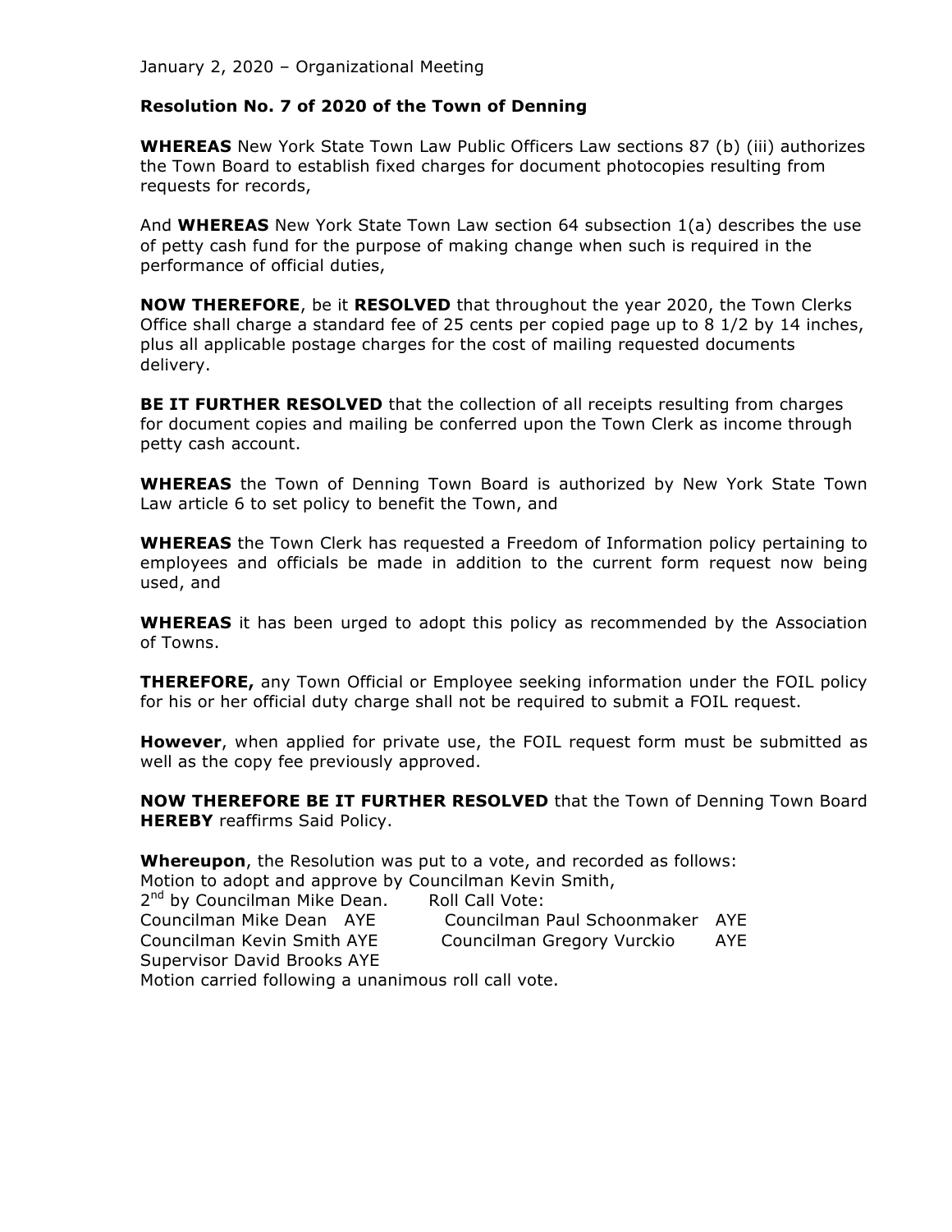January 2, 2020 – Organizational Meeting

**Resolution No. 7 of 2020 of the Town of Denning**

**WHEREAS** New York State Town Law Public Officers Law sections 87 (b) (iii) authorizes the Town Board to establish fixed charges for document photocopies resulting from requests for records,

And **WHEREAS** New York State Town Law section 64 subsection 1(a) describes the use of petty cash fund for the purpose of making change when such is required in the performance of official duties,

**NOW THEREFORE**, be it **RESOLVED** that throughout the year 2020, the Town Clerks Office shall charge a standard fee of 25 cents per copied page up to 8 1/2 by 14 inches, plus all applicable postage charges for the cost of mailing requested documents delivery.

**BE IT FURTHER RESOLVED** that the collection of all receipts resulting from charges for document copies and mailing be conferred upon the Town Clerk as income through petty cash account.

**WHEREAS** the Town of Denning Town Board is authorized by New York State Town Law article 6 to set policy to benefit the Town, and

**WHEREAS** the Town Clerk has requested a Freedom of Information policy pertaining to employees and officials be made in addition to the current form request now being used, and

**WHEREAS** it has been urged to adopt this policy as recommended by the Association of Towns.

**THEREFORE,** any Town Official or Employee seeking information under the FOIL policy for his or her official duty charge shall not be required to submit a FOIL request.

**However**, when applied for private use, the FOIL request form must be submitted as well as the copy fee previously approved.

**NOW THEREFORE BE IT FURTHER RESOLVED** that the Town of Denning Town Board **HEREBY** reaffirms Said Policy.

**Whereupon**, the Resolution was put to a vote, and recorded as follows:
Motion to adopt and approve by Councilman Kevin Smith,
2nd by Councilman Mike Dean. Roll Call Vote:
Councilman Mike Dean AYE
Councilman Paul Schoonmaker AYE
Councilman Kevin Smith AYE
Councilman Gregory Vurckio AYE
Supervisor David Brooks AYE
Motion carried following a unanimous roll call vote.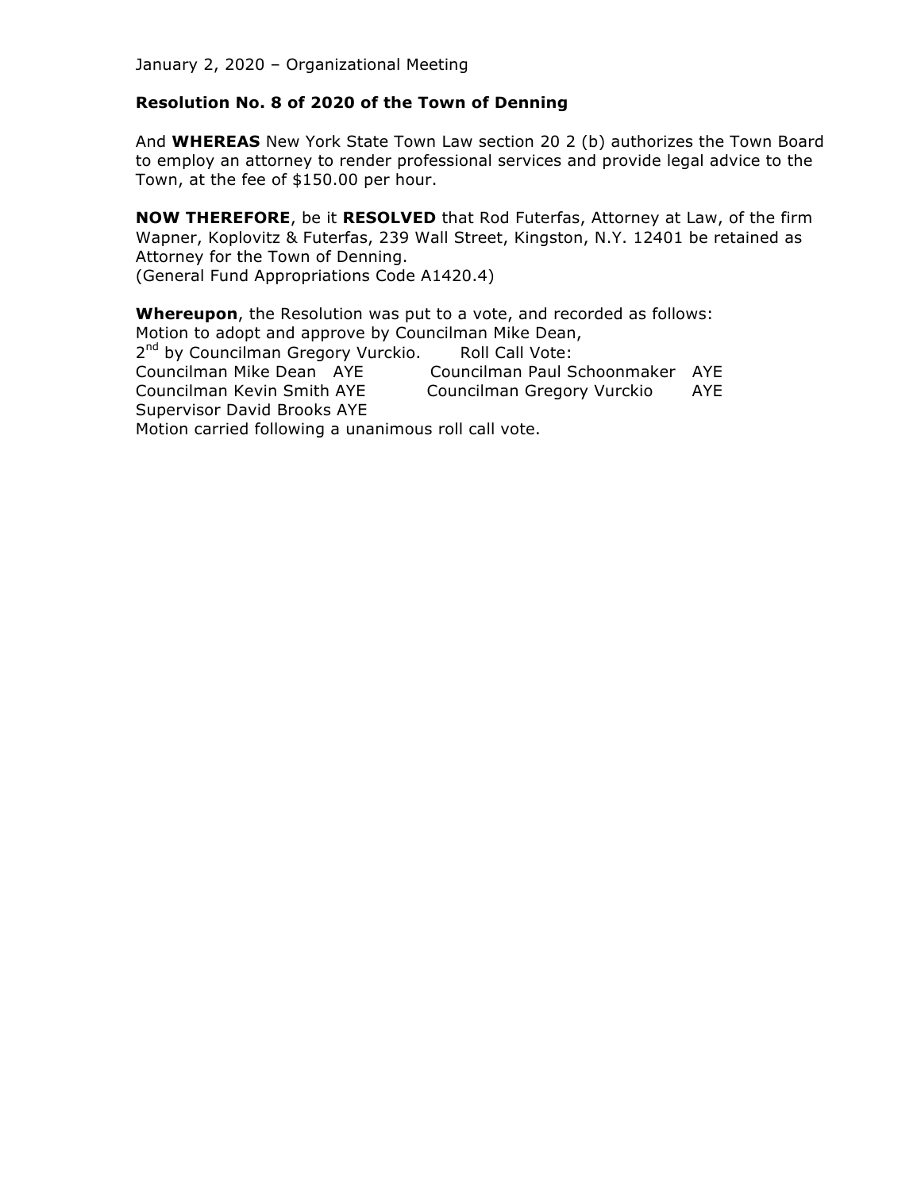January 2, 2020 – Organizational Meeting

**Resolution No. 8 of 2020 of the Town of Denning**

And **WHEREAS** New York State Town Law section 20 2 (b) authorizes the Town Board to employ an attorney to render professional services and provide legal advice to the Town, at the fee of $150.00 per hour.

**NOW THEREFORE**, be it **RESOLVED** that Rod Futerfas, Attorney at Law, of the firm Wapner, Koplovitz & Futerfas, 239 Wall Street, Kingston, N.Y. 12401 be retained as Attorney for the Town of Denning.
(General Fund Appropriations Code A1420.4)

**Whereupon**, the Resolution was put to a vote, and recorded as follows:
Motion to adopt and approve by Councilman Mike Dean,
2nd by Councilman Gregory Vurckio. Roll Call Vote:
Councilman Mike Dean AYE Councilman Paul Schoonmaker AYE
Councilman Kevin Smith AYE Councilman Gregory Vurckio AYE
Supervisor David Brooks AYE
Motion carried following a unanimous roll call vote.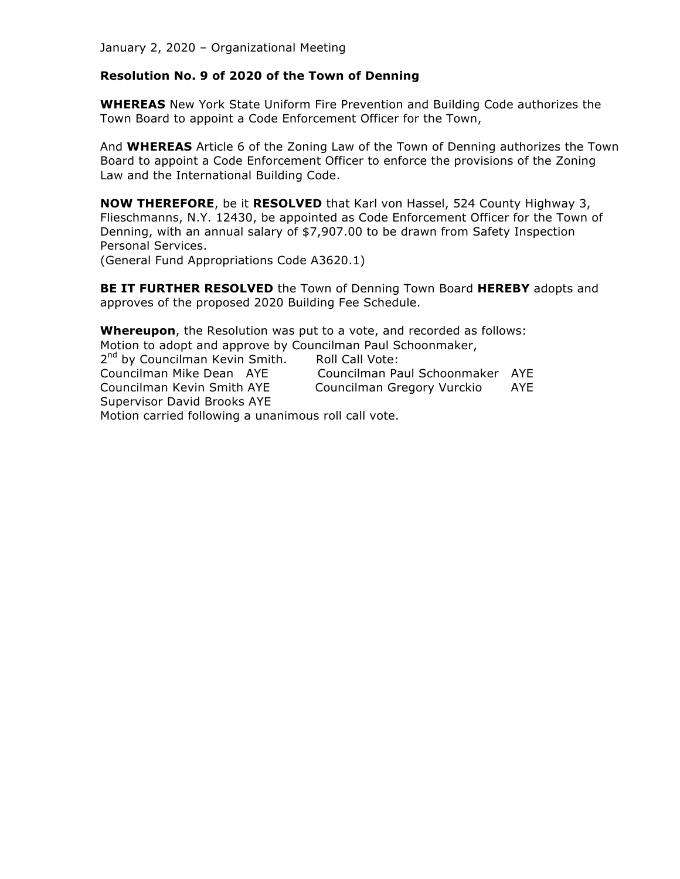January 2, 2020 – Organizational Meeting

**Resolution No. 9 of 2020 of the Town of Denning**

**WHEREAS** New York State Uniform Fire Prevention and Building Code authorizes the Town Board to appoint a Code Enforcement Officer for the Town,

And **WHEREAS** Article 6 of the Zoning Law of the Town of Denning authorizes the Town Board to appoint a Code Enforcement Officer to enforce the provisions of the Zoning Law and the International Building Code.

**NOW THEREFORE**, be it **RESOLVED** that Karl von Hassel, 524 County Highway 3, Flieschmanns, N.Y. 12430, be appointed as Code Enforcement Officer for the Town of Denning, with an annual salary of $7,907.00 to be drawn from Safety Inspection Personal Services.
(General Fund Appropriations Code A3620.1)

**BE IT FURTHER RESOLVED** the Town of Denning Town Board **HEREBY** adopts and approves of the proposed 2020 Building Fee Schedule.

**Whereupon**, the Resolution was put to a vote, and recorded as follows:
Motion to adopt and approve by Councilman Paul Schoonmaker,
2nd by Councilman Kevin Smith. Roll Call Vote:
Councilman Mike Dean AYE Councilman Paul Schoonmaker AYE
Councilman Kevin Smith AYE Councilman Gregory Vurckio AYE
Supervisor David Brooks AYE
Motion carried following a unanimous roll call vote.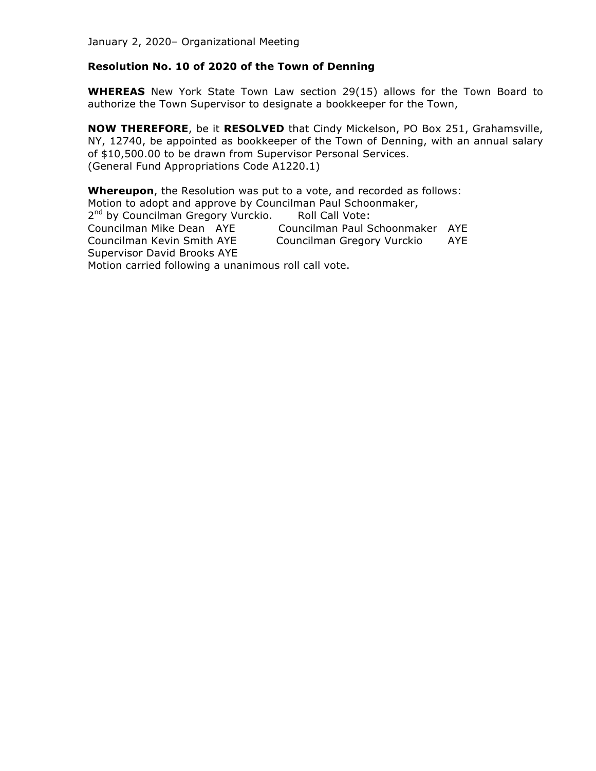January 2, 2020– Organizational Meeting

**Resolution No. 10 of 2020 of the Town of Denning**

**WHEREAS** New York State Town Law section 29(15) allows for the Town Board to authorize the Town Supervisor to designate a bookkeeper for the Town,

**NOW THEREFORE**, be it **RESOLVED** that Cindy Mickelson, PO Box 251, Grahamsville, NY, 12740, be appointed as bookkeeper of the Town of Denning, with an annual salary of $10,500.00 to be drawn from Supervisor Personal Services.
(General Fund Appropriations Code A1220.1)

**Whereupon**, the Resolution was put to a vote, and recorded as follows:
Motion to adopt and approve by Councilman Paul Schoonmaker,
2nd by Councilman Gregory Vurckio. Roll Call Vote:
Councilman Mike Dean AYE Councilman Paul Schoonmaker AYE
Councilman Kevin Smith AYE Councilman Gregory Vurckio AYE
Supervisor David Brooks AYE
Motion carried following a unanimous roll call vote.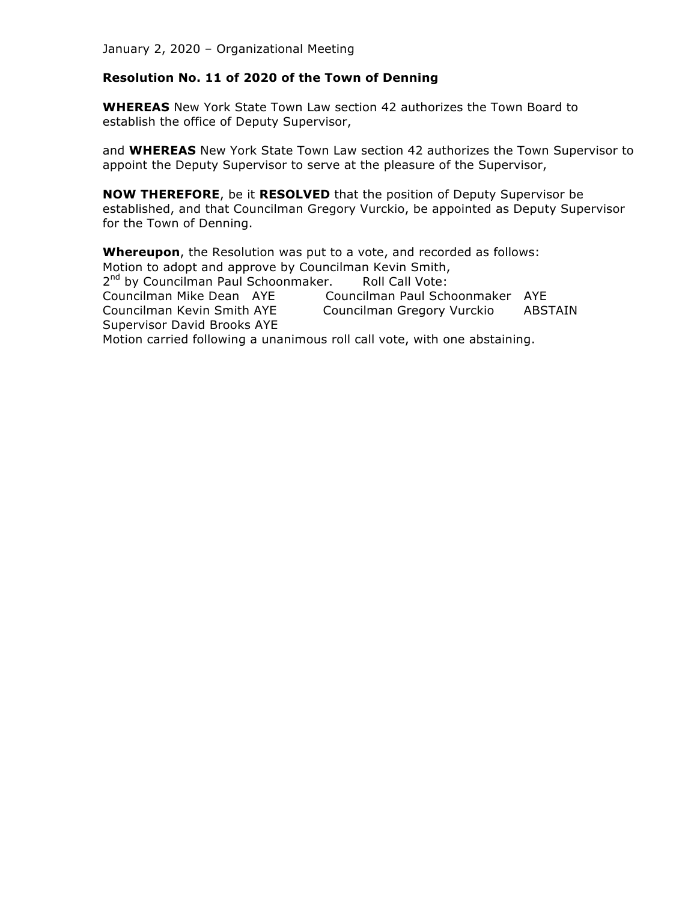January 2, 2020 – Organizational Meeting

**Resolution No. 11 of 2020 of the Town of Denning**

**WHEREAS** New York State Town Law section 42 authorizes the Town Board to establish the office of Deputy Supervisor,

and **WHEREAS** New York State Town Law section 42 authorizes the Town Supervisor to appoint the Deputy Supervisor to serve at the pleasure of the Supervisor,

**NOW THEREFORE**, be it **RESOLVED** that the position of Deputy Supervisor be established, and that Councilman Gregory Vurckio, be appointed as Deputy Supervisor for the Town of Denning.

**Whereupon**, the Resolution was put to a vote, and recorded as follows:
Motion to adopt and approve by Councilman Kevin Smith,
2nd by Councilman Paul Schoonmaker. Roll Call Vote:
Councilman Mike Dean AYE Councilman Paul Schoonmaker AYE
Councilman Kevin Smith AYE Councilman Gregory Vurckio ABSTAIN
Supervisor David Brooks AYE
Motion carried following a unanimous roll call vote, with one abstaining.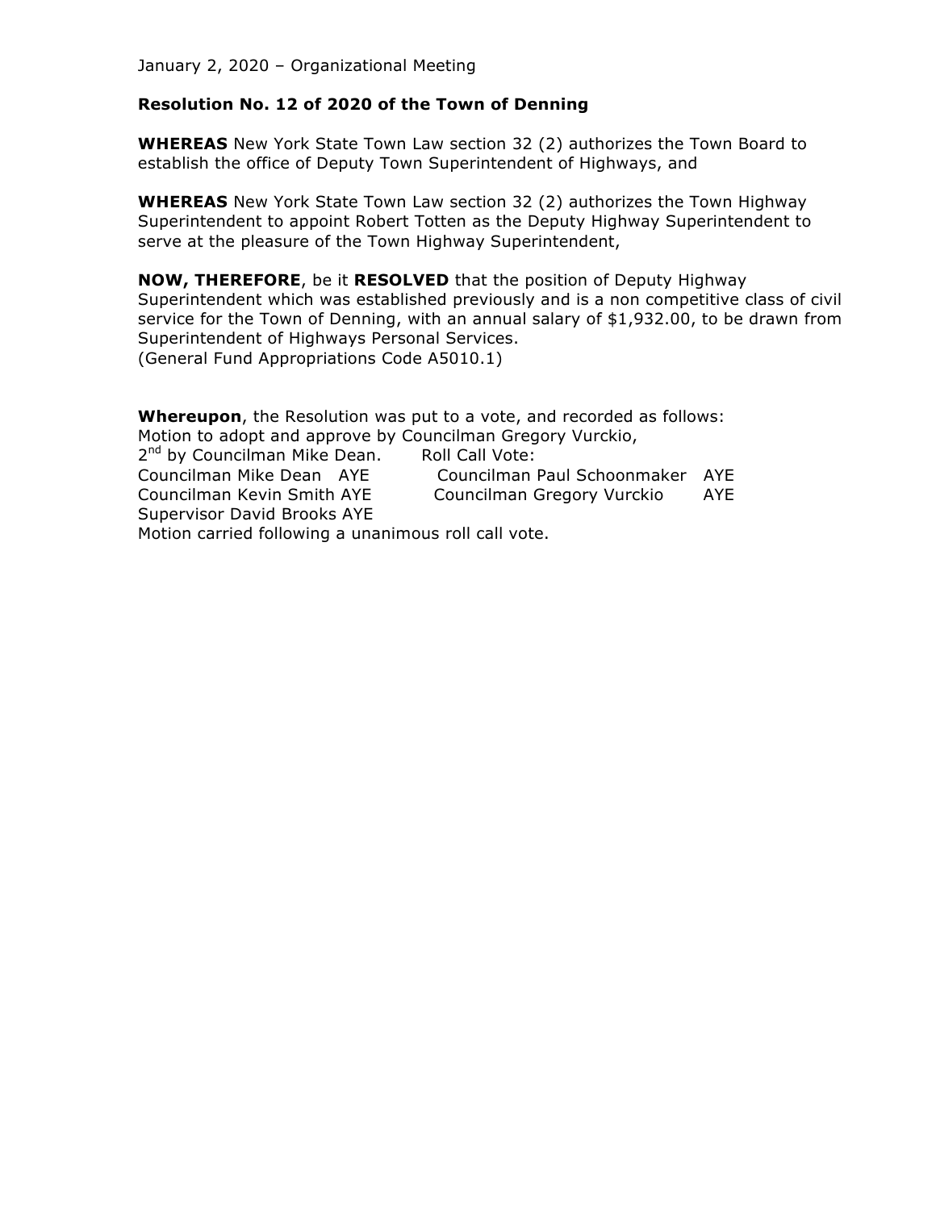January 2, 2020 – Organizational Meeting

**Resolution No. 12 of 2020 of the Town of Denning**

**WHEREAS** New York State Town Law section 32 (2) authorizes the Town Board to establish the office of Deputy Town Superintendent of Highways, and

**WHEREAS** New York State Town Law section 32 (2) authorizes the Town Highway Superintendent to appoint Robert Totten as the Deputy Highway Superintendent to serve at the pleasure of the Town Highway Superintendent,

**NOW, THEREFORE**, be it **RESOLVED** that the position of Deputy Highway Superintendent which was established previously and is a non competitive class of civil service for the Town of Denning, with an annual salary of $1,932.00, to be drawn from Superintendent of Highways Personal Services.
(General Fund Appropriations Code A5010.1)

**Whereupon**, the Resolution was put to a vote, and recorded as follows:
Motion to adopt and approve by Councilman Gregory Vurckio,
2nd by Councilman Mike Dean. Roll Call Vote:
Councilman Mike Dean AYE Councilman Paul Schoonmaker AYE
Councilman Kevin Smith AYE Councilman Gregory Vurckio AYE
Supervisor David Brooks AYE
Motion carried following a unanimous roll call vote.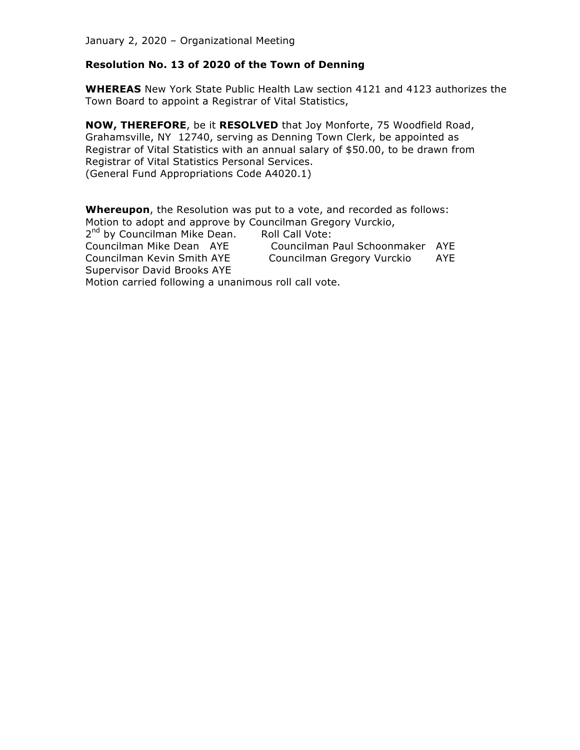January 2, 2020 – Organizational Meeting

**Resolution No. 13 of 2020 of the Town of Denning**

**WHEREAS** New York State Public Health Law section 4121 and 4123 authorizes the Town Board to appoint a Registrar of Vital Statistics,

**NOW, THEREFORE**, be it **RESOLVED** that Joy Monforte, 75 Woodfield Road, Grahamsville, NY 12740, serving as Denning Town Clerk, be appointed as Registrar of Vital Statistics with an annual salary of $50.00, to be drawn from Registrar of Vital Statistics Personal Services.
(General Fund Appropriations Code A4020.1)

**Whereupon**, the Resolution was put to a vote, and recorded as follows:
Motion to adopt and approve by Councilman Gregory Vurckio,
2nd by Councilman Mike Dean. Roll Call Vote:
Councilman Mike Dean AYE Councilman Paul Schoonmaker AYE
Councilman Kevin Smith AYE Councilman Gregory Vurckio AYE
Supervisor David Brooks AYE
Motion carried following a unanimous roll call vote.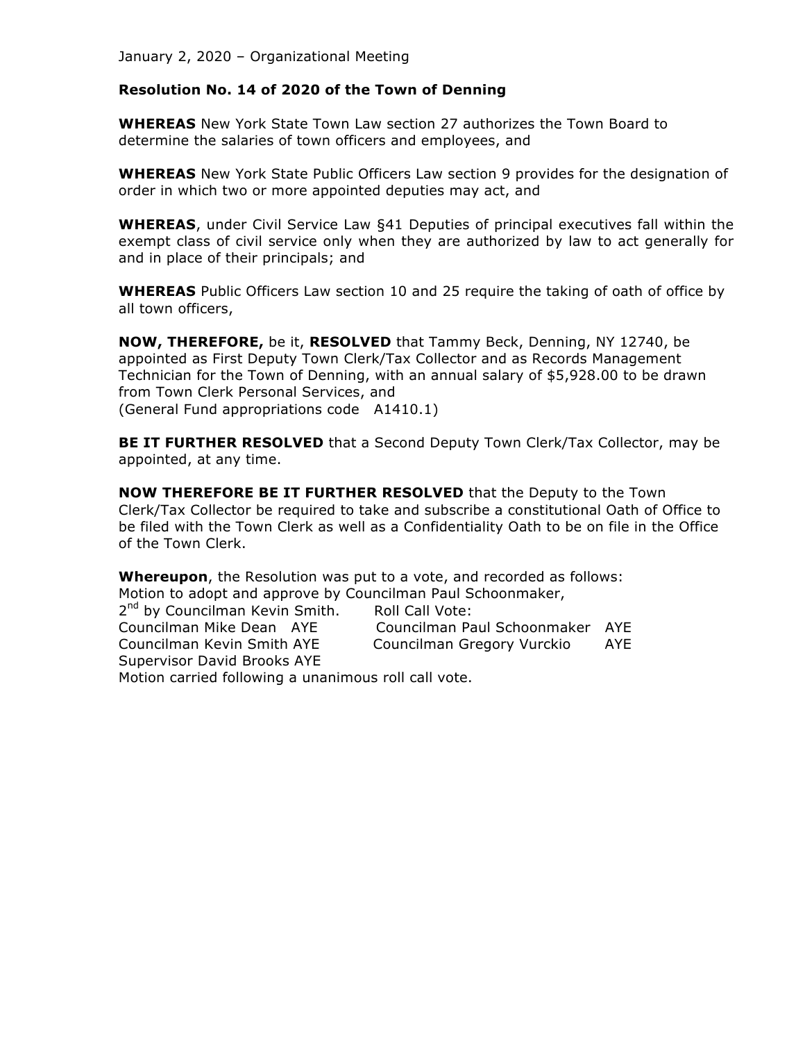January 2, 2020 – Organizational Meeting

**Resolution No. 14 of 2020 of the Town of Denning**

**WHEREAS** New York State Town Law section 27 authorizes the Town Board to determine the salaries of town officers and employees, and

**WHEREAS** New York State Public Officers Law section 9 provides for the designation of order in which two or more appointed deputies may act, and

**WHEREAS**, under Civil Service Law §41 Deputies of principal executives fall within the exempt class of civil service only when they are authorized by law to act generally for and in place of their principals; and

**WHEREAS** Public Officers Law section 10 and 25 require the taking of oath of office by all town officers,

**NOW, THEREFORE,** be it, **RESOLVED** that Tammy Beck, Denning, NY 12740, be appointed as First Deputy Town Clerk/Tax Collector and as Records Management Technician for the Town of Denning, with an annual salary of $5,928.00 to be drawn from Town Clerk Personal Services, and
(General Fund appropriations code A1410.1)

**BE IT FURTHER RESOLVED** that a Second Deputy Town Clerk/Tax Collector, may be appointed, at any time.

**NOW THEREFORE BE IT FURTHER RESOLVED** that the Deputy to the Town Clerk/Tax Collector be required to take and subscribe a constitutional Oath of Office to be filed with the Town Clerk as well as a Confidentiality Oath to be on file in the Office of the Town Clerk.

**Whereupon**, the Resolution was put to a vote, and recorded as follows:
Motion to adopt and approve by Councilman Paul Schoonmaker,
2nd by Councilman Kevin Smith. Roll Call Vote:
Councilman Mike Dean AYE Councilman Paul Schoonmaker AYE
Councilman Kevin Smith AYE Councilman Gregory Vurckio AYE
Supervisor David Brooks AYE
Motion carried following a unanimous roll call vote.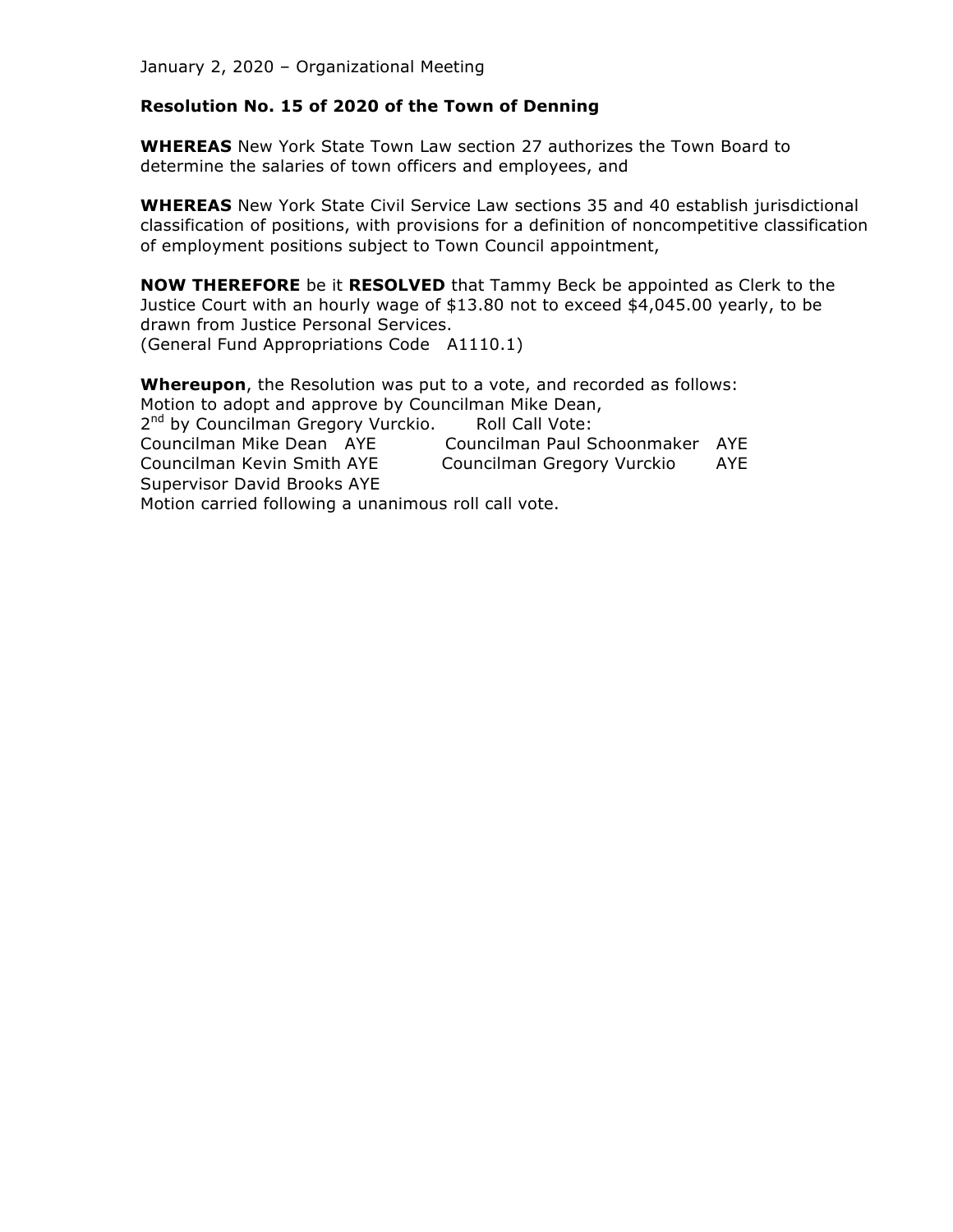January 2, 2020 – Organizational Meeting

**Resolution No. 15 of 2020 of the Town of Denning**

**WHEREAS** New York State Town Law section 27 authorizes the Town Board to determine the salaries of town officers and employees, and

**WHEREAS** New York State Civil Service Law sections 35 and 40 establish jurisdictional classification of positions, with provisions for a definition of noncompetitive classification of employment positions subject to Town Council appointment,

**NOW THEREFORE** be it **RESOLVED** that Tammy Beck be appointed as Clerk to the Justice Court with an hourly wage of $13.80 not to exceed $4,045.00 yearly, to be drawn from Justice Personal Services.
(General Fund Appropriations Code A1110.1)

**Whereupon**, the Resolution was put to a vote, and recorded as follows:
Motion to adopt and approve by Councilman Mike Dean,
2nd by Councilman Gregory Vurckio. Roll Call Vote:
Councilman Mike Dean AYE Councilman Paul Schoonmaker AYE
Councilman Kevin Smith AYE Councilman Gregory Vurckio AYE
Supervisor David Brooks AYE
Motion carried following a unanimous roll call vote.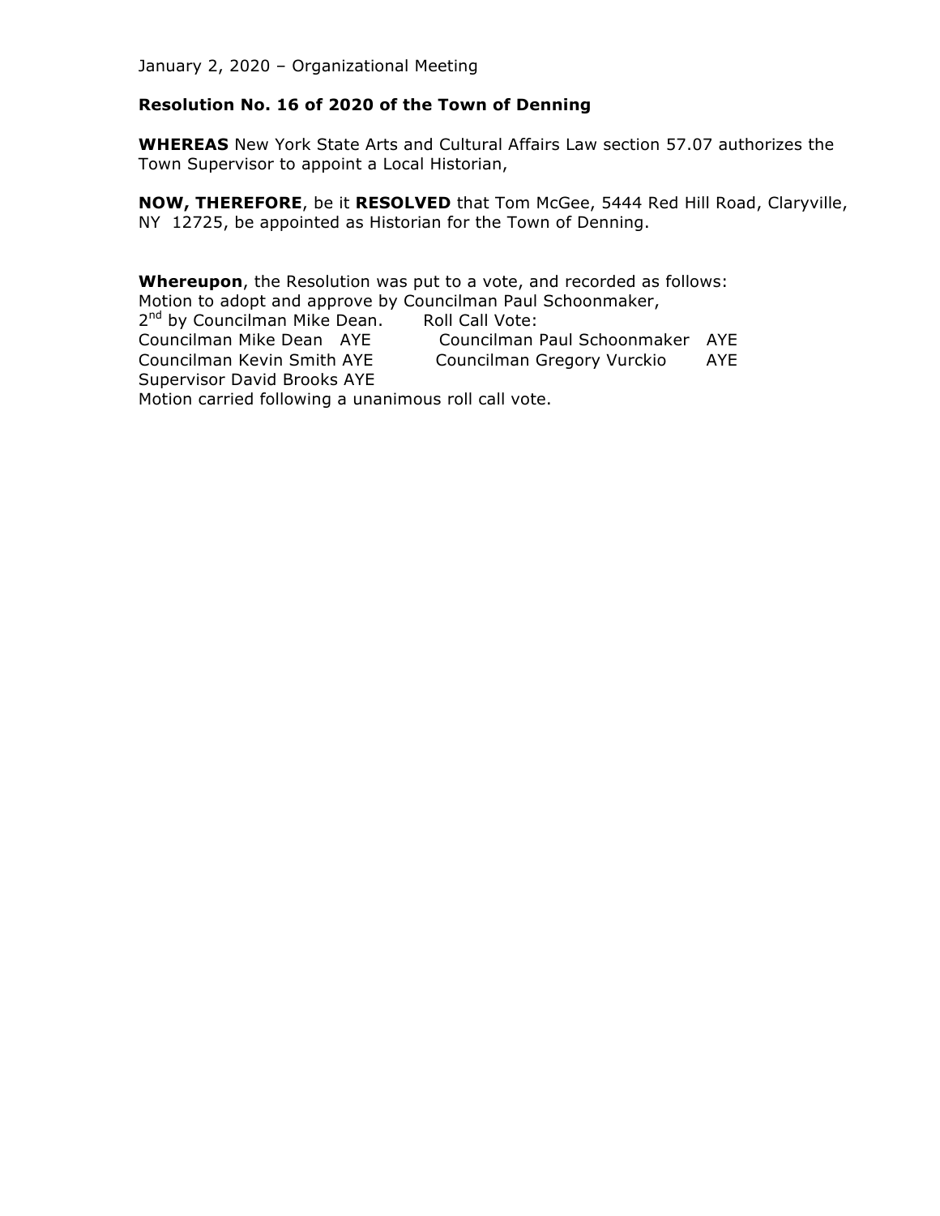January 2, 2020 – Organizational Meeting

**Resolution No. 16 of 2020 of the Town of Denning**

**WHEREAS** New York State Arts and Cultural Affairs Law section 57.07 authorizes the Town Supervisor to appoint a Local Historian,

**NOW, THEREFORE**, be it **RESOLVED** that Tom McGee, 5444 Red Hill Road, Claryville, NY 12725, be appointed as Historian for the Town of Denning.

**Whereupon**, the Resolution was put to a vote, and recorded as follows:
Motion to adopt and approve by Councilman Paul Schoonmaker,
2nd by Councilman Mike Dean. Roll Call Vote:

Councilman Mike Dean AYE Councilman Paul Schoonmaker AYE
Councilman Kevin Smith AYE Councilman Gregory Vurckio AYE
Supervisor David Brooks AYE

Motion carried following a unanimous roll call vote.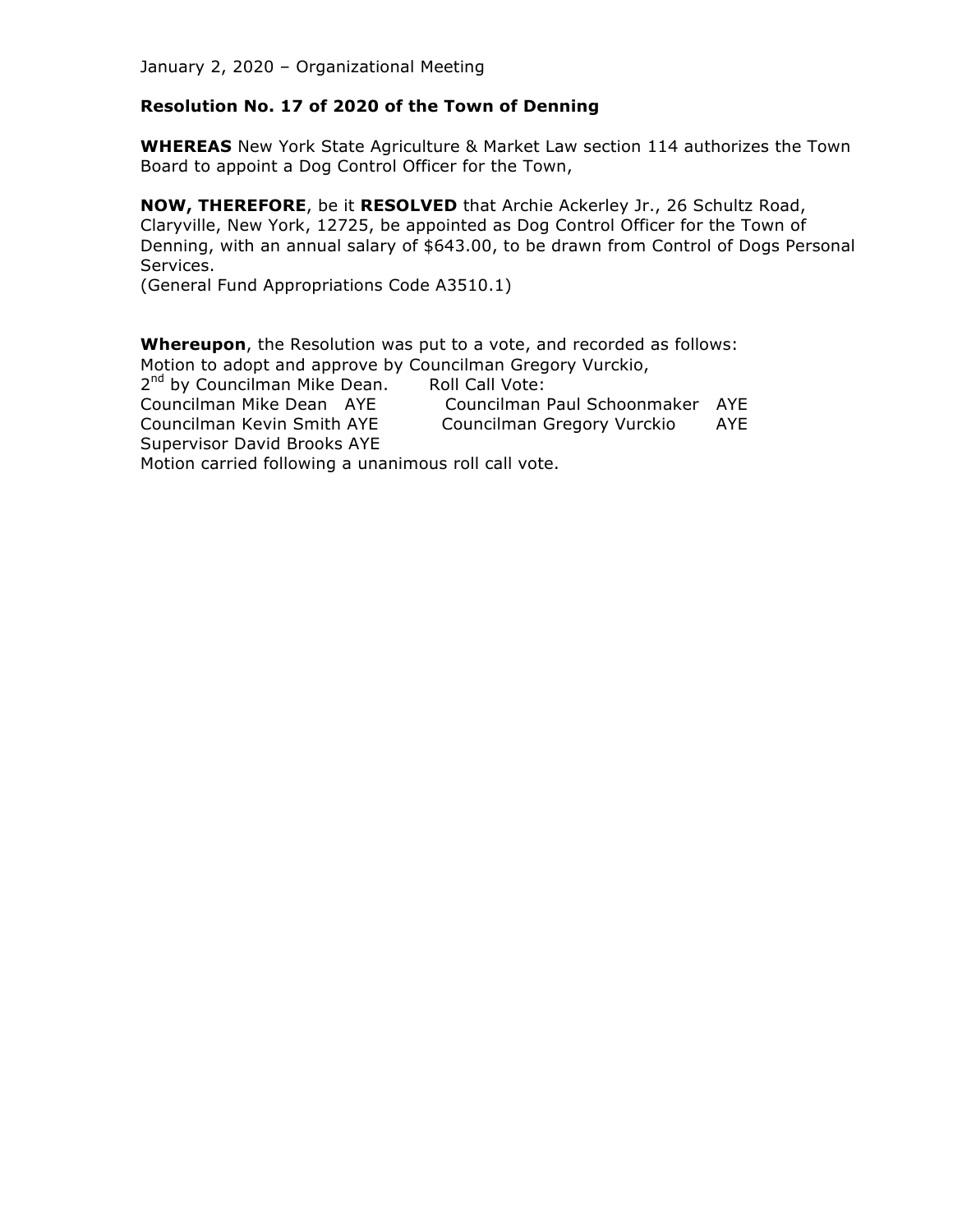January 2, 2020 – Organizational Meeting

**Resolution No. 17 of 2020 of the Town of Denning**

**WHEREAS** New York State Agriculture & Market Law section 114 authorizes the Town Board to appoint a Dog Control Officer for the Town,

**NOW, THEREFORE**, be it **RESOLVED** that Archie Ackerley Jr., 26 Schultz Road, Claryville, New York, 12725, be appointed as Dog Control Officer for the Town of Denning, with an annual salary of $643.00, to be drawn from Control of Dogs Personal Services.
(General Fund Appropriations Code A3510.1)

**Whereupon**, the Resolution was put to a vote, and recorded as follows:
Motion to adopt and approve by Councilman Gregory Vurckio,
2nd by Councilman Mike Dean. Roll Call Vote:
Councilman Mike Dean AYE Councilman Paul Schoonmaker AYE
Councilman Kevin Smith AYE Councilman Gregory Vurckio AYE
Supervisor David Brooks AYE
Motion carried following a unanimous roll call vote.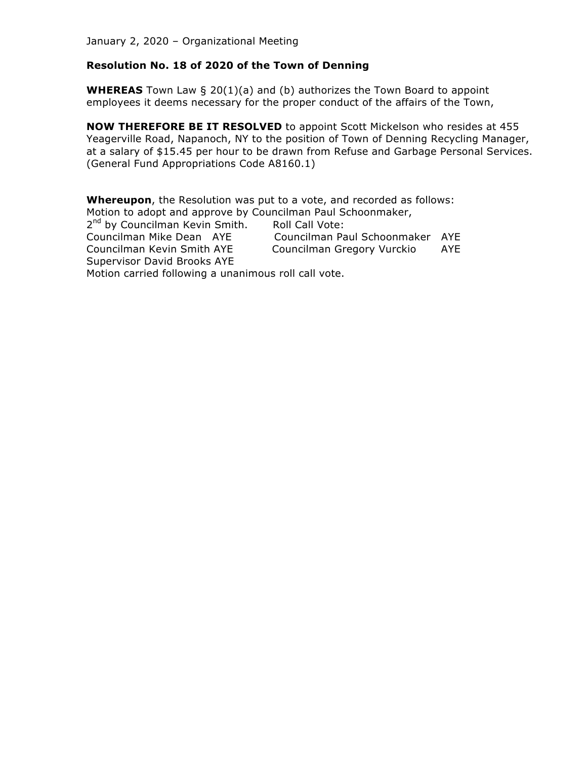January 2, 2020 – Organizational Meeting

**Resolution No. 18 of 2020 of the Town of Denning**

**WHEREAS** Town Law § 20(1)(a) and (b) authorizes the Town Board to appoint employees it deems necessary for the proper conduct of the affairs of the Town,

**NOW THEREFORE BE IT RESOLVED** to appoint Scott Mickelson who resides at 455 Yeagerville Road, Napanoch, NY to the position of Town of Denning Recycling Manager, at a salary of $15.45 per hour to be drawn from Refuse and Garbage Personal Services. (General Fund Appropriations Code A8160.1)

**Whereupon**, the Resolution was put to a vote, and recorded as follows:
Motion to adopt and approve by Councilman Paul Schoonmaker,
2nd by Councilman Kevin Smith. Roll Call Vote:
Councilman Mike Dean AYE Councilman Paul Schoonmaker AYE
Councilman Kevin Smith AYE Councilman Gregory Vurckio AYE
Supervisor David Brooks AYE
Motion carried following a unanimous roll call vote.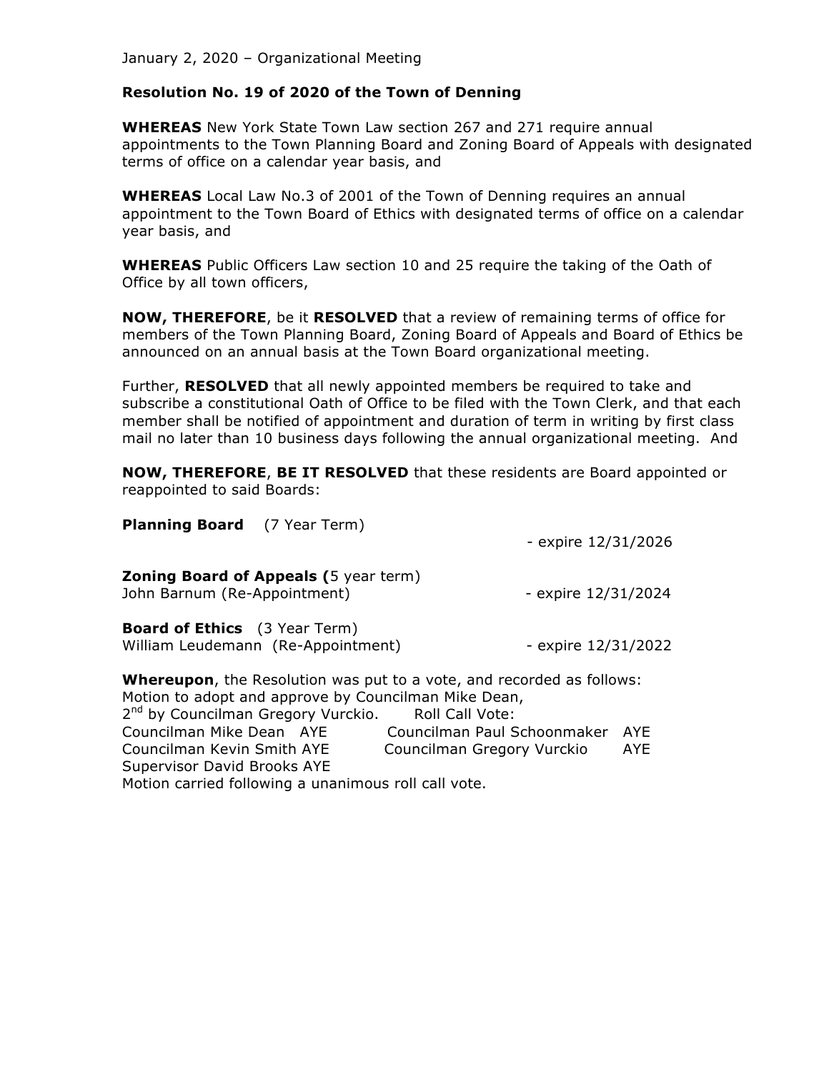January 2, 2020 – Organizational Meeting

**Resolution No. 19 of 2020 of the Town of Denning**

**WHEREAS** New York State Town Law section 267 and 271 require annual appointments to the Town Planning Board and Zoning Board of Appeals with designated terms of office on a calendar year basis, and

**WHEREAS** Local Law No.3 of 2001 of the Town of Denning requires an annual appointment to the Town Board of Ethics with designated terms of office on a calendar year basis, and

**WHEREAS** Public Officers Law section 10 and 25 require the taking of the Oath of Office by all town officers,

**NOW, THEREFORE**, be it **RESOLVED** that a review of remaining terms of office for members of the Town Planning Board, Zoning Board of Appeals and Board of Ethics be announced on an annual basis at the Town Board organizational meeting.

Further, **RESOLVED** that all newly appointed members be required to take and subscribe a constitutional Oath of Office to be filed with the Town Clerk, and that each member shall be notified of appointment and duration of term in writing by first class mail no later than 10 business days following the annual organizational meeting. And

**NOW, THEREFORE**, **BE IT RESOLVED** that these residents are Board appointed or reappointed to said Boards:

**Planning Board** (7 Year Term)
- expire 12/31/2026

**Zoning Board of Appeals (**5 year term)
John Barnum (Re-Appointment) - expire 12/31/2024

**Board of Ethics** (3 Year Term)
William Leudemann (Re-Appointment) - expire 12/31/2022

**Whereupon**, the Resolution was put to a vote, and recorded as follows:
Motion to adopt and approve by Councilman Mike Dean,
2nd by Councilman Gregory Vurckio. Roll Call Vote:
Councilman Mike Dean AYE
Councilman Paul Schoonmaker AYE
Councilman Kevin Smith AYE
Councilman Gregory Vurckio AYE
Supervisor David Brooks AYE
Motion carried following a unanimous roll call vote.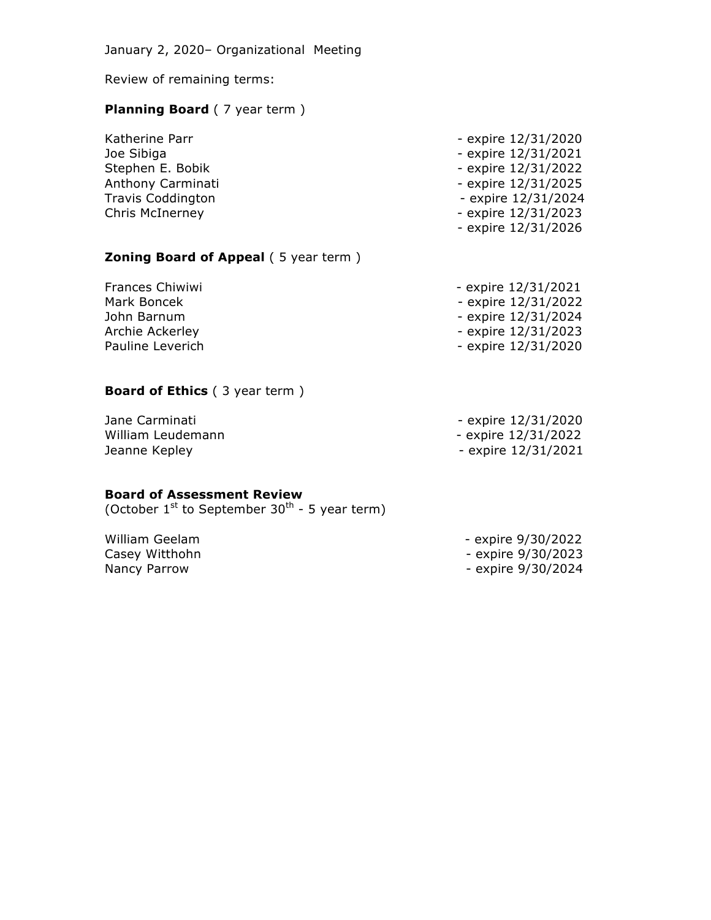January 2, 2020– Organizational Meeting

Review of remaining terms:

**Planning Board** ( 7 year term )

| | |
|---|---|
| Katherine Parr | - expire 12/31/2020 |
| Joe Sibiga | - expire 12/31/2021 |
| Stephen E. Bobik | - expire 12/31/2022 |
| Anthony Carminati | - expire 12/31/2025 |
| Travis Coddington | - expire 12/31/2024 |
| Chris McInerney | - expire 12/31/2023 |
| | - expire 12/31/2026 |

**Zoning Board of Appeal** ( 5 year term )

| | |
|---|---|
| Frances Chiwiwi | - expire 12/31/2021 |
| Mark Boncek | - expire 12/31/2022 |
| John Barnum | - expire 12/31/2024 |
| Archie Ackerley | - expire 12/31/2023 |
| Pauline Leverich | - expire 12/31/2020 |

**Board of Ethics** ( 3 year term )

| | |
|---|---|
| Jane Carminati | - expire 12/31/2020 |
| William Leudemann | - expire 12/31/2022 |
| Jeanne Kepley | - expire 12/31/2021 |

**Board of Assessment Review**
(October 1st to September 30th - 5 year term)

| | |
|---|---|
| William Geelam | - expire 9/30/2022 |
| Casey Witthohn | - expire 9/30/2023 |
| Nancy Parrow | - expire 9/30/2024 |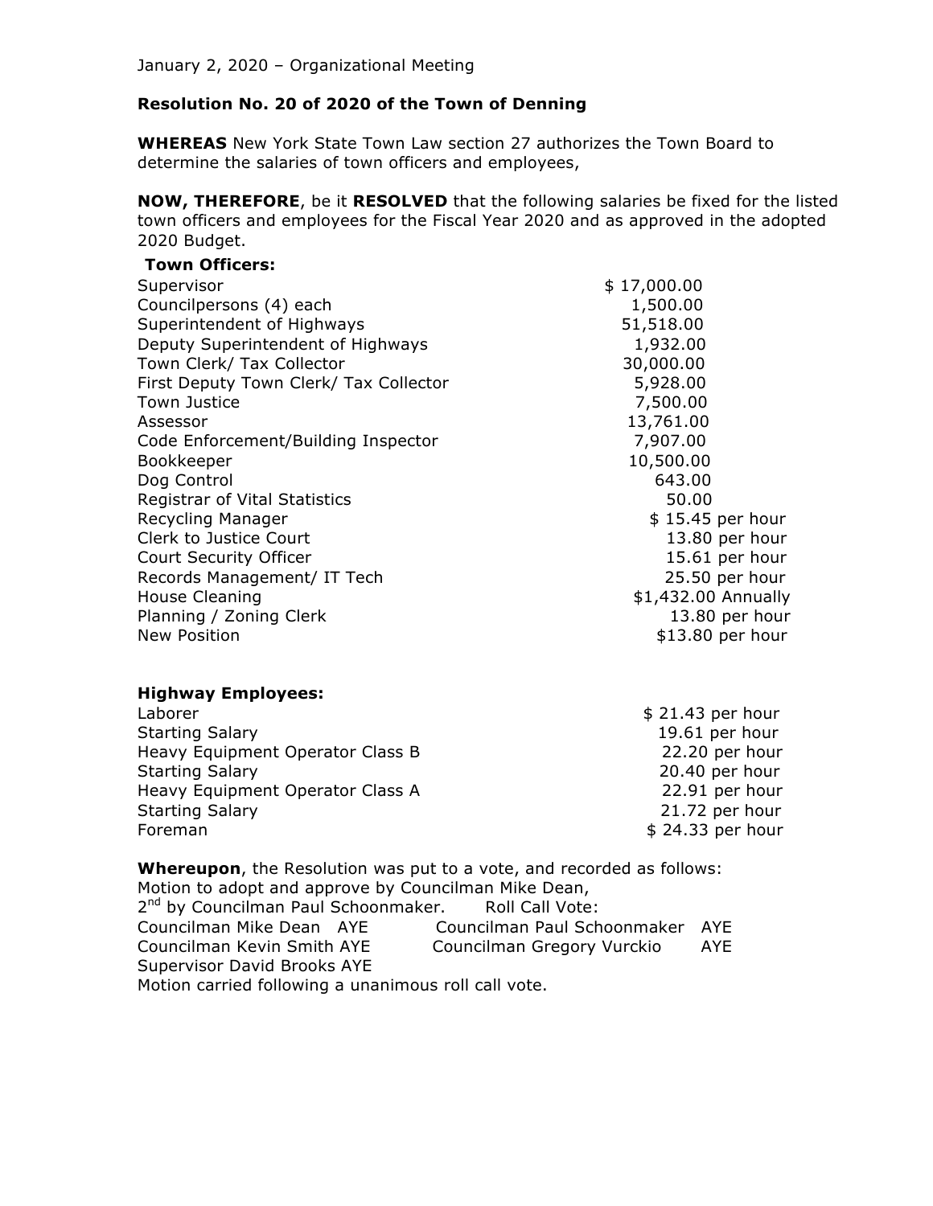January 2, 2020 – Organizational Meeting

**Resolution No. 20 of 2020 of the Town of Denning**

**WHEREAS** New York State Town Law section 27 authorizes the Town Board to determine the salaries of town officers and employees,

**NOW, THEREFORE**, be it **RESOLVED** that the following salaries be fixed for the listed town officers and employees for the Fiscal Year 2020 and as approved in the adopted 2020 Budget.

**Town Officers:**

| | |
|---|---|
| Supervisor | $ 17,000.00 |
| Councilpersons (4) each | 1,500.00 |
| Superintendent of Highways | 51,518.00 |
| Deputy Superintendent of Highways | 1,932.00 |
| Town Clerk/ Tax Collector | 30,000.00 |
| First Deputy Town Clerk/ Tax Collector | 5,928.00 |
| Town Justice | 7,500.00 |
| Assessor | 13,761.00 |
| Code Enforcement/Building Inspector | 7,907.00 |
| Bookkeeper | 10,500.00 |
| Dog Control | 643.00 |
| Registrar of Vital Statistics | 50.00 |
| Recycling Manager | $ 15.45 per hour |
| Clerk to Justice Court | 13.80 per hour |
| Court Security Officer | 15.61 per hour |
| Records Management/ IT Tech | 25.50 per hour |
| House Cleaning | $1,432.00 Annually |
| Planning / Zoning Clerk | 13.80 per hour |
| New Position | $13.80 per hour |

**Highway Employees:**

| | |
|---|---|
| Laborer | $ 21.43 per hour |
| Starting Salary | 19.61 per hour |
| Heavy Equipment Operator Class B | 22.20 per hour |
| Starting Salary | 20.40 per hour |
| Heavy Equipment Operator Class A | 22.91 per hour |
| Starting Salary | 21.72 per hour |
| Foreman | $ 24.33 per hour |

**Whereupon**, the Resolution was put to a vote, and recorded as follows:
Motion to adopt and approve by Councilman Mike Dean,
2nd by Councilman Paul Schoonmaker. Roll Call Vote:
Councilman Mike Dean AYE Councilman Paul Schoonmaker AYE
Councilman Kevin Smith AYE Councilman Gregory Vurckio AYE
Supervisor David Brooks AYE
Motion carried following a unanimous roll call vote.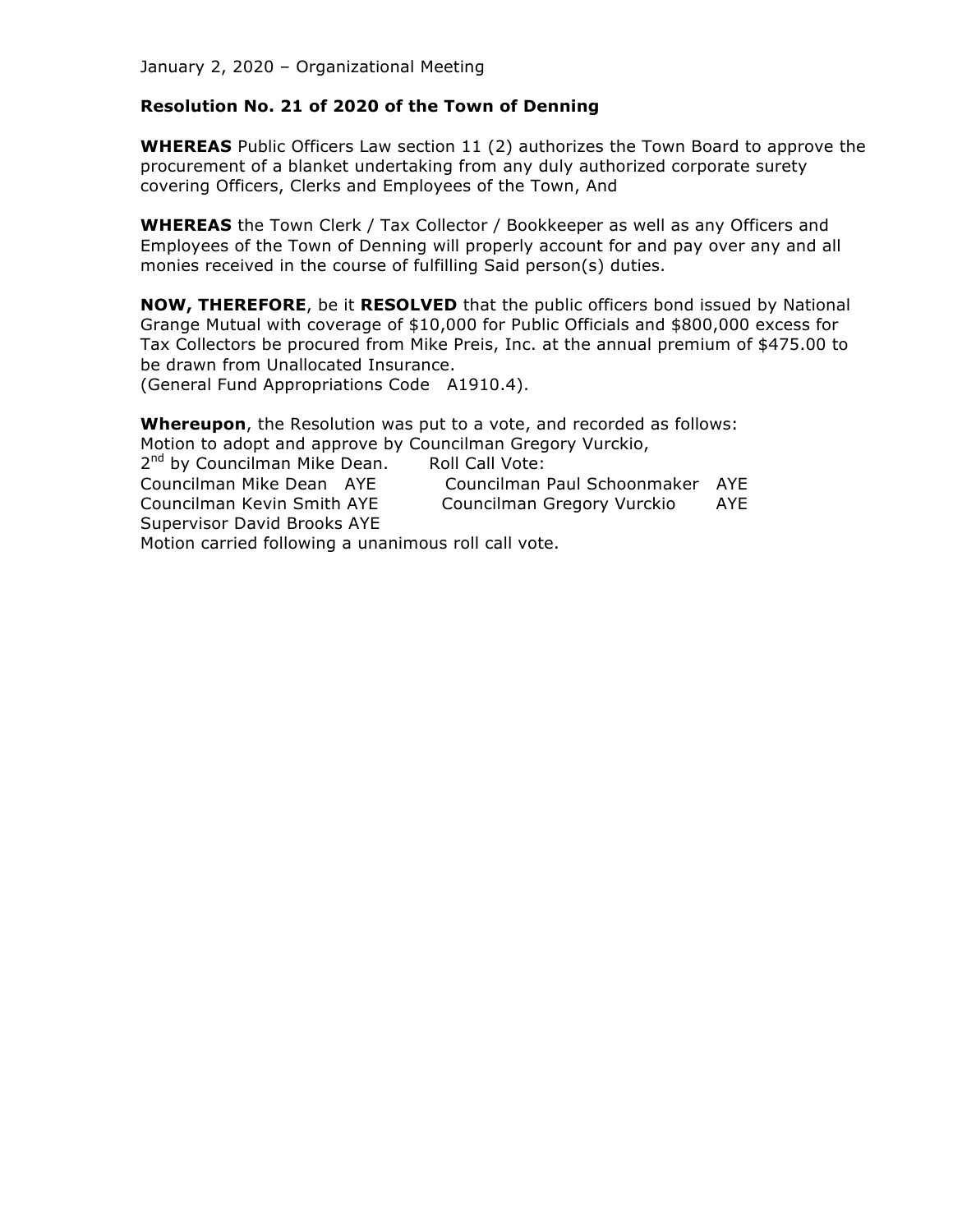January 2, 2020 – Organizational Meeting

**Resolution No. 21 of 2020 of the Town of Denning**

**WHEREAS** Public Officers Law section 11 (2) authorizes the Town Board to approve the procurement of a blanket undertaking from any duly authorized corporate surety covering Officers, Clerks and Employees of the Town, And

**WHEREAS** the Town Clerk / Tax Collector / Bookkeeper as well as any Officers and Employees of the Town of Denning will properly account for and pay over any and all monies received in the course of fulfilling Said person(s) duties.

**NOW, THEREFORE**, be it **RESOLVED** that the public officers bond issued by National Grange Mutual with coverage of $10,000 for Public Officials and $800,000 excess for Tax Collectors be procured from Mike Preis, Inc. at the annual premium of $475.00 to be drawn from Unallocated Insurance.
(General Fund Appropriations Code A1910.4).

**Whereupon**, the Resolution was put to a vote, and recorded as follows:
Motion to adopt and approve by Councilman Gregory Vurckio,
2nd by Councilman Mike Dean. Roll Call Vote:
Councilman Mike Dean AYE Councilman Paul Schoonmaker AYE
Councilman Kevin Smith AYE Councilman Gregory Vurckio AYE
Supervisor David Brooks AYE
Motion carried following a unanimous roll call vote.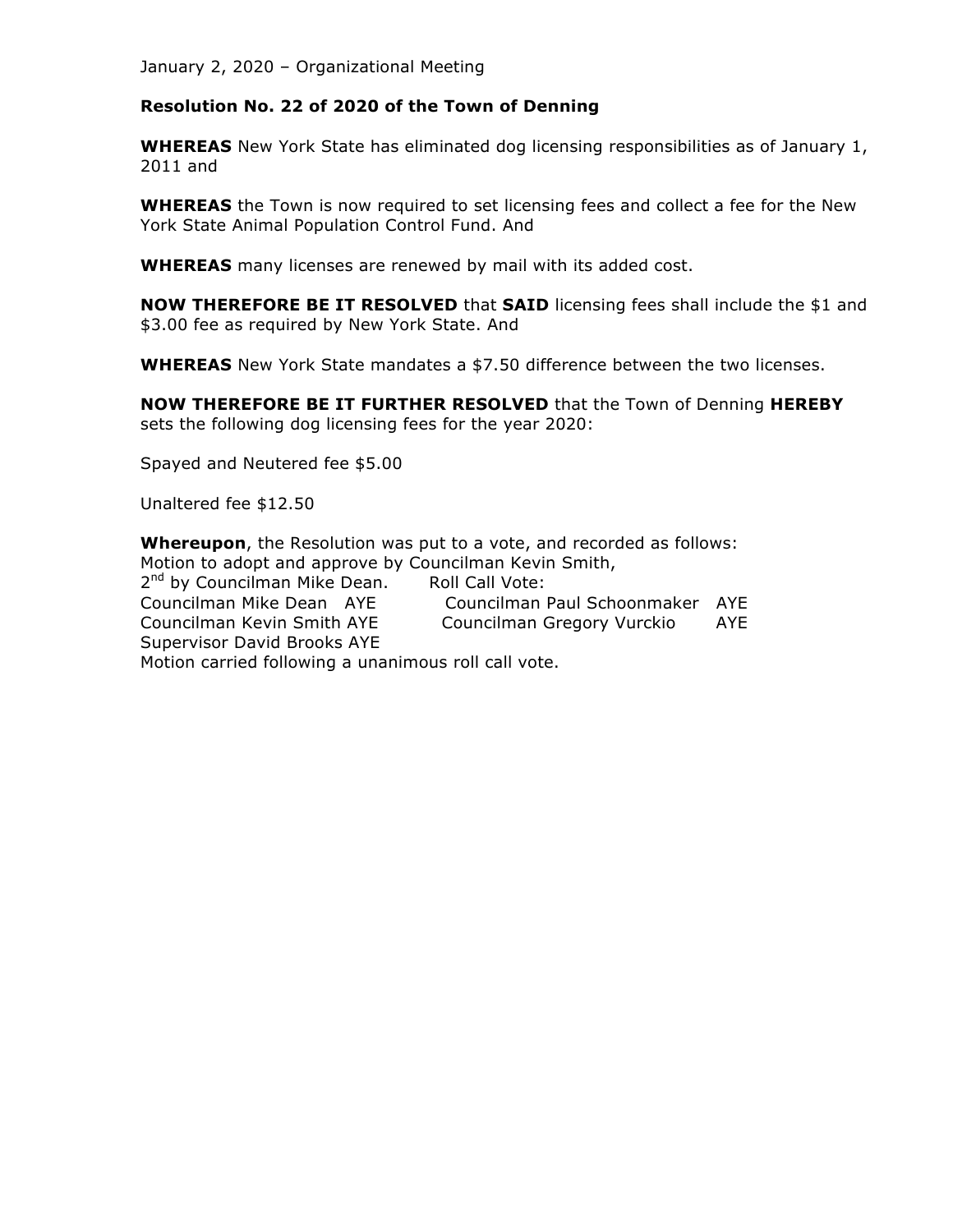January 2, 2020 – Organizational Meeting

**Resolution No. 22 of 2020 of the Town of Denning**

**WHEREAS** New York State has eliminated dog licensing responsibilities as of January 1, 2011 and

**WHEREAS** the Town is now required to set licensing fees and collect a fee for the New York State Animal Population Control Fund. And

**WHEREAS** many licenses are renewed by mail with its added cost.

**NOW THEREFORE BE IT RESOLVED** that **SAID** licensing fees shall include the $1 and $3.00 fee as required by New York State. And

**WHEREAS** New York State mandates a $7.50 difference between the two licenses.

**NOW THEREFORE BE IT FURTHER RESOLVED** that the Town of Denning **HEREBY** sets the following dog licensing fees for the year 2020:

Spayed and Neutered fee $5.00

Unaltered fee $12.50

**Whereupon**, the Resolution was put to a vote, and recorded as follows:
Motion to adopt and approve by Councilman Kevin Smith,
2nd by Councilman Mike Dean. Roll Call Vote:
Councilman Mike Dean AYE Councilman Paul Schoonmaker AYE
Councilman Kevin Smith AYE Councilman Gregory Vurckio AYE
Supervisor David Brooks AYE
Motion carried following a unanimous roll call vote.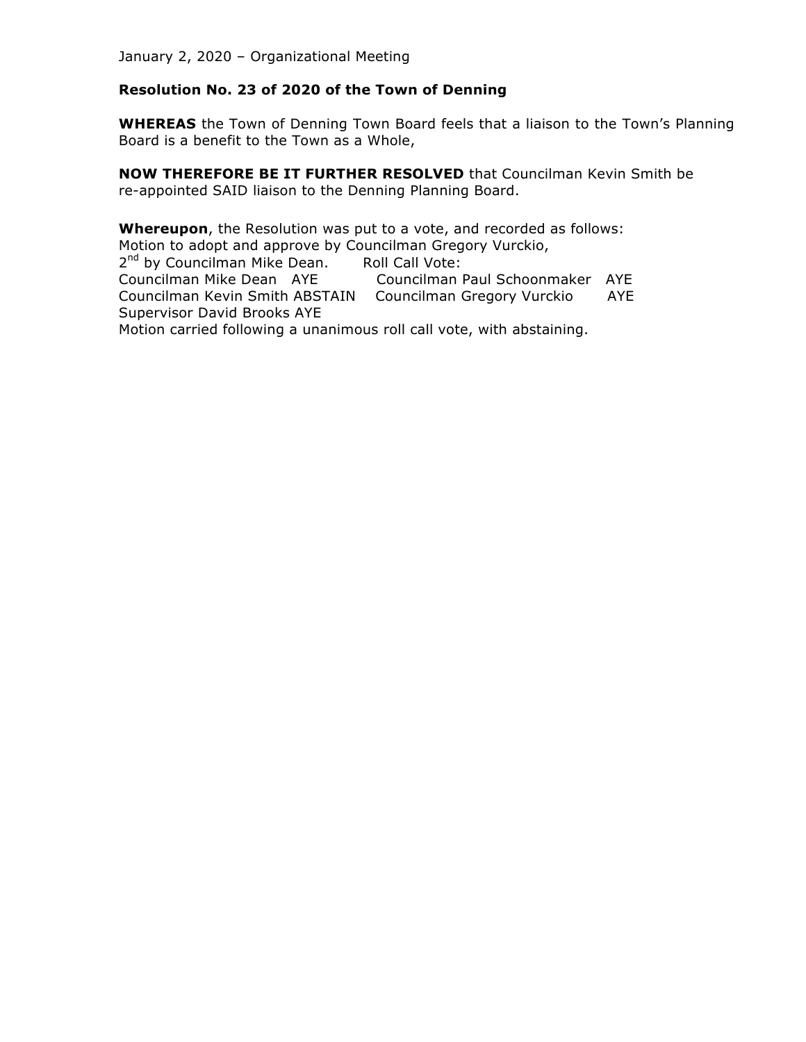January 2, 2020 – Organizational Meeting

**Resolution No. 23 of 2020 of the Town of Denning**

**WHEREAS** the Town of Denning Town Board feels that a liaison to the Town's Planning Board is a benefit to the Town as a Whole,

**NOW THEREFORE BE IT FURTHER RESOLVED** that Councilman Kevin Smith be re-appointed SAID liaison to the Denning Planning Board.

**Whereupon**, the Resolution was put to a vote, and recorded as follows:
Motion to adopt and approve by Councilman Gregory Vurckio,
2nd by Councilman Mike Dean. Roll Call Vote:
Councilman Mike Dean AYE Councilman Paul Schoonmaker AYE
Councilman Kevin Smith ABSTAIN Councilman Gregory Vurckio AYE
Supervisor David Brooks AYE
Motion carried following a unanimous roll call vote, with abstaining.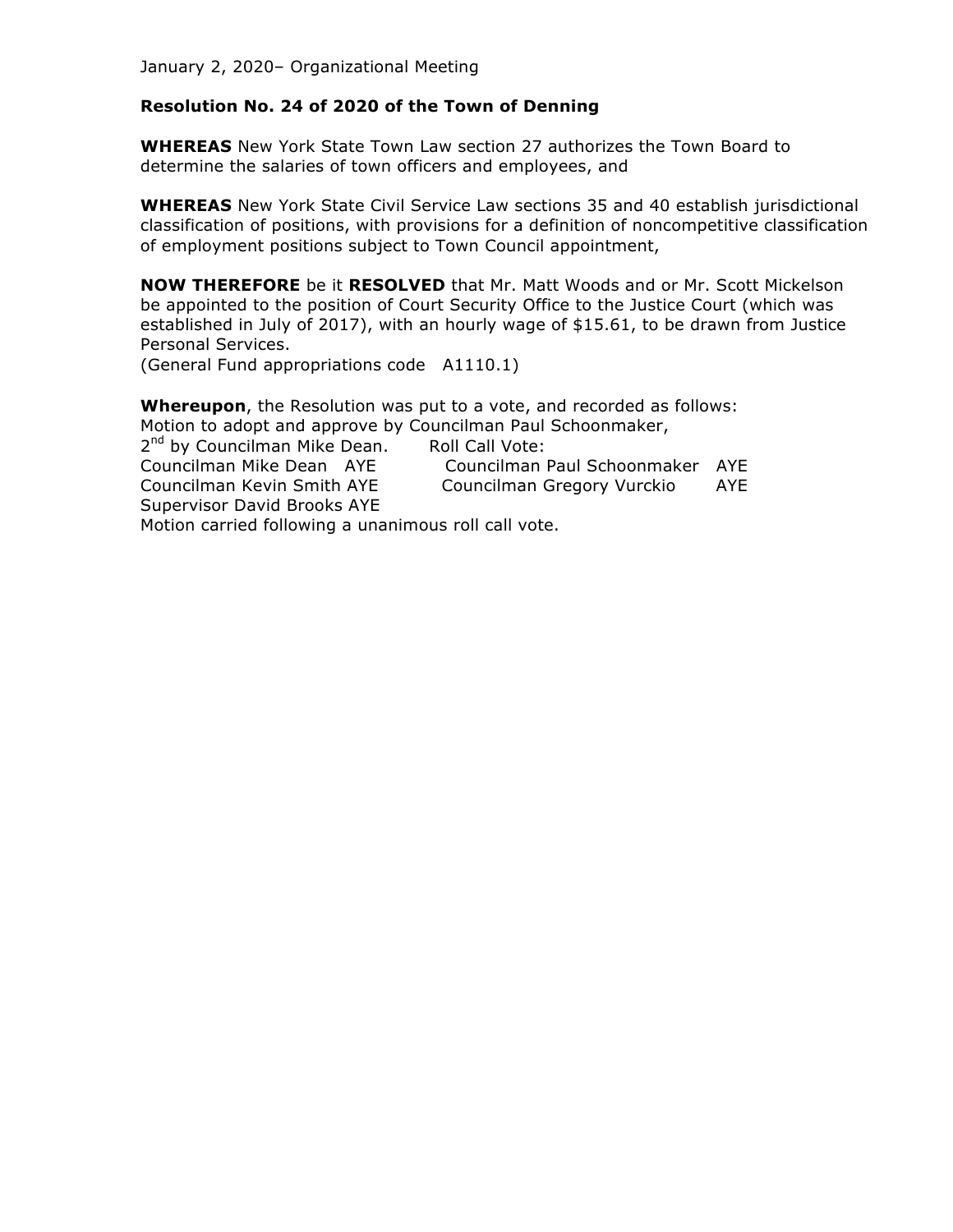January 2, 2020– Organizational Meeting

**Resolution No. 24 of 2020 of the Town of Denning**

**WHEREAS** New York State Town Law section 27 authorizes the Town Board to determine the salaries of town officers and employees, and

**WHEREAS** New York State Civil Service Law sections 35 and 40 establish jurisdictional classification of positions, with provisions for a definition of noncompetitive classification of employment positions subject to Town Council appointment,

**NOW THEREFORE** be it **RESOLVED** that Mr. Matt Woods and or Mr. Scott Mickelson be appointed to the position of Court Security Office to the Justice Court (which was established in July of 2017), with an hourly wage of $15.61, to be drawn from Justice Personal Services.
(General Fund appropriations code A1110.1)

**Whereupon**, the Resolution was put to a vote, and recorded as follows:
Motion to adopt and approve by Councilman Paul Schoonmaker,
2nd by Councilman Mike Dean. Roll Call Vote:
Councilman Mike Dean AYE Councilman Paul Schoonmaker AYE
Councilman Kevin Smith AYE Councilman Gregory Vurckio AYE
Supervisor David Brooks AYE
Motion carried following a unanimous roll call vote.